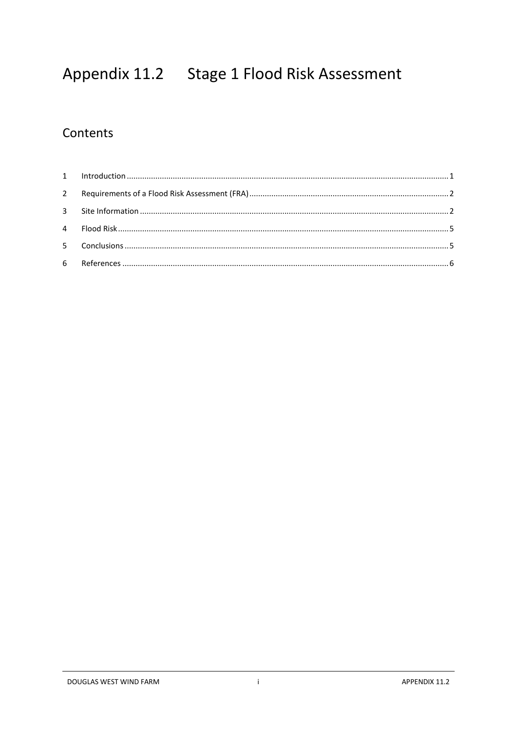# Appendix 11.2 Stage 1 Flood Risk Assessment

## Contents

1 Introduction ............................................................................................................................................. 1

2 Requirements of a Flood Risk Assessment (FRA) ........................................................................................ 2

3 Site Information ....................................................................................................................................... 2

4 Flood Risk ................................................................................................................................................. 5

5 Conclusions .............................................................................................................................................. 5

6 References ............................................................................................................................................... 6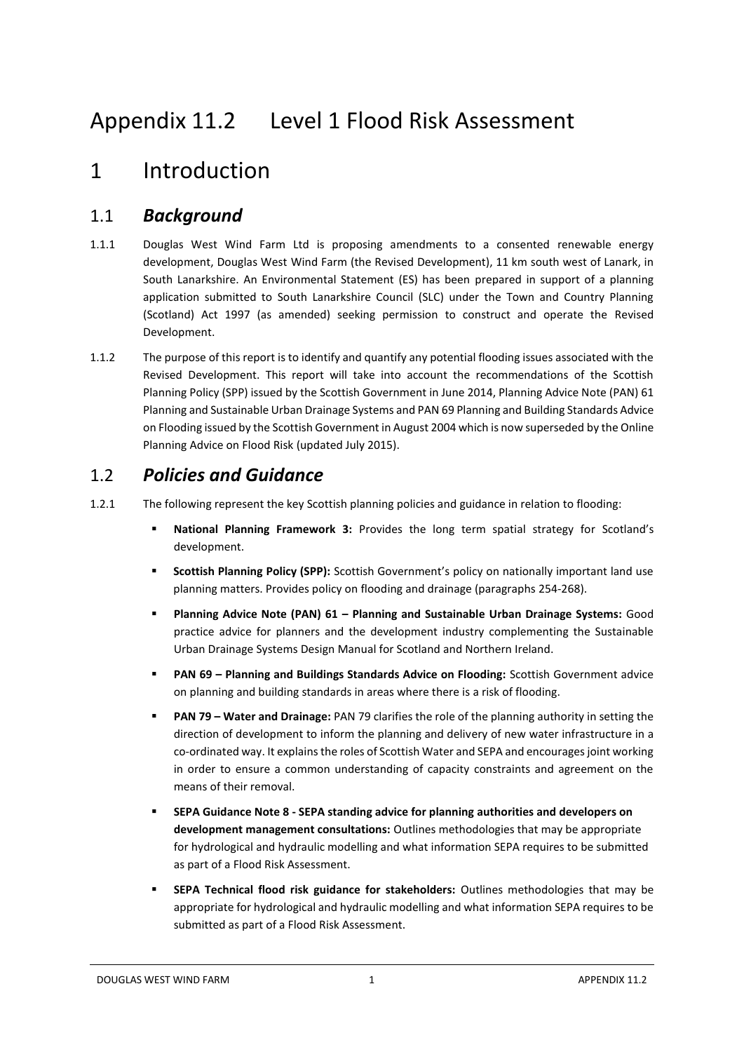# Appendix 11.2 Level 1 Flood Risk Assessment

# 1 Introduction

## 1.1 *Background*

1.1.1 Douglas West Wind Farm Ltd is proposing amendments to a consented renewable energy development, Douglas West Wind Farm (the Revised Development), 11 km south west of Lanark, in South Lanarkshire. An Environmental Statement (ES) has been prepared in support of a planning application submitted to South Lanarkshire Council (SLC) under the Town and Country Planning (Scotland) Act 1997 (as amended) seeking permission to construct and operate the Revised Development.

1.1.2 The purpose of this report is to identify and quantify any potential flooding issues associated with the Revised Development. This report will take into account the recommendations of the Scottish Planning Policy (SPP) issued by the Scottish Government in June 2014, Planning Advice Note (PAN) 61 Planning and Sustainable Urban Drainage Systems and PAN 69 Planning and Building Standards Advice on Flooding issued by the Scottish Government in August 2004 which is now superseded by the Online Planning Advice on Flood Risk (updated July 2015).

## 1.2 *Policies and Guidance*

1.2.1 The following represent the key Scottish planning policies and guidance in relation to flooding:

- **National Planning Framework 3:** Provides the long term spatial strategy for Scotland's development.
- **Scottish Planning Policy (SPP):** Scottish Government's policy on nationally important land use planning matters. Provides policy on flooding and drainage (paragraphs 254-268).
- **Planning Advice Note (PAN) 61 – Planning and Sustainable Urban Drainage Systems:** Good practice advice for planners and the development industry complementing the Sustainable Urban Drainage Systems Design Manual for Scotland and Northern Ireland.
- **PAN 69 – Planning and Buildings Standards Advice on Flooding:** Scottish Government advice on planning and building standards in areas where there is a risk of flooding.
- **PAN 79 – Water and Drainage:** PAN 79 clarifies the role of the planning authority in setting the direction of development to inform the planning and delivery of new water infrastructure in a co-ordinated way. It explains the roles of Scottish Water and SEPA and encourages joint working in order to ensure a common understanding of capacity constraints and agreement on the means of their removal.
- **SEPA Guidance Note 8 - SEPA standing advice for planning authorities and developers on development management consultations:** Outlines methodologies that may be appropriate for hydrological and hydraulic modelling and what information SEPA requires to be submitted as part of a Flood Risk Assessment.
- **SEPA Technical flood risk guidance for stakeholders:** Outlines methodologies that may be appropriate for hydrological and hydraulic modelling and what information SEPA requires to be submitted as part of a Flood Risk Assessment.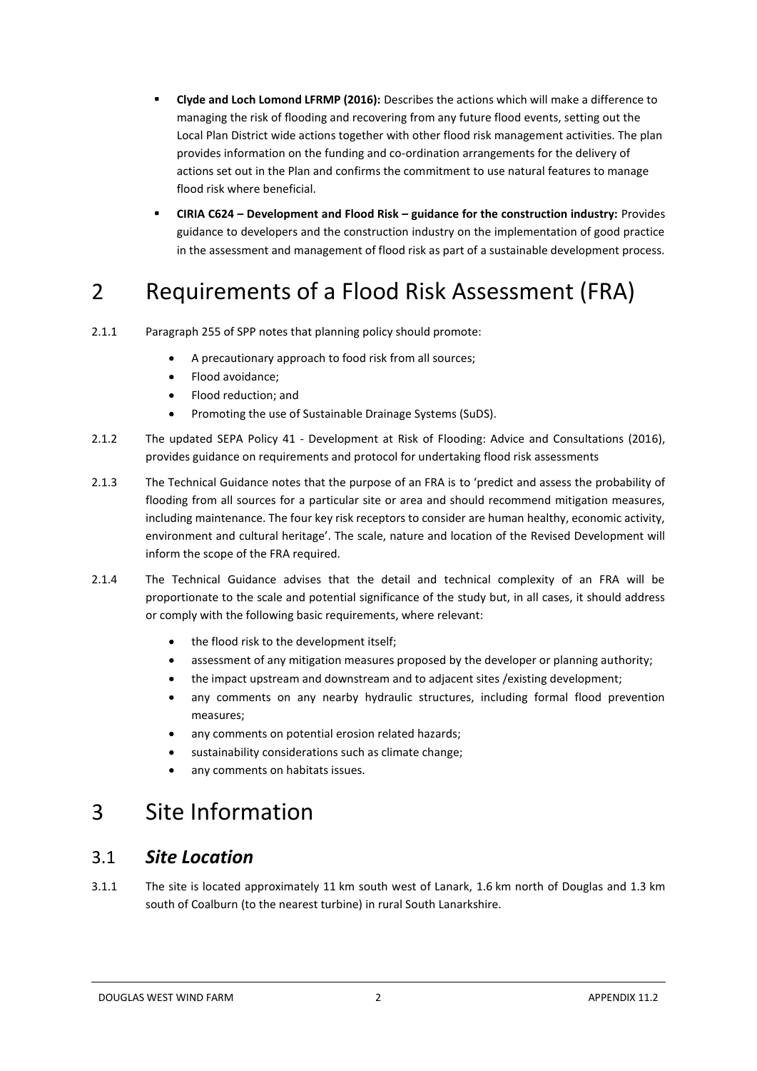- **Clyde and Loch Lomond LFRMP (2016):** Describes the actions which will make a difference to managing the risk of flooding and recovering from any future flood events, setting out the Local Plan District wide actions together with other flood risk management activities. The plan provides information on the funding and co-ordination arrangements for the delivery of actions set out in the Plan and confirms the commitment to use natural features to manage flood risk where beneficial.
- **CIRIA C624 – Development and Flood Risk – guidance for the construction industry:** Provides guidance to developers and the construction industry on the implementation of good practice in the assessment and management of flood risk as part of a sustainable development process.

# 2 Requirements of a Flood Risk Assessment (FRA)

2.1.1 Paragraph 255 of SPP notes that planning policy should promote:

- A precautionary approach to food risk from all sources;
- Flood avoidance;
- Flood reduction; and
- Promoting the use of Sustainable Drainage Systems (SuDS).

2.1.2 The updated SEPA Policy 41 - Development at Risk of Flooding: Advice and Consultations (2016), provides guidance on requirements and protocol for undertaking flood risk assessments

2.1.3 The Technical Guidance notes that the purpose of an FRA is to 'predict and assess the probability of flooding from all sources for a particular site or area and should recommend mitigation measures, including maintenance. The four key risk receptors to consider are human healthy, economic activity, environment and cultural heritage'. The scale, nature and location of the Revised Development will inform the scope of the FRA required.

2.1.4 The Technical Guidance advises that the detail and technical complexity of an FRA will be proportionate to the scale and potential significance of the study but, in all cases, it should address or comply with the following basic requirements, where relevant:

- the flood risk to the development itself;
- assessment of any mitigation measures proposed by the developer or planning authority;
- the impact upstream and downstream and to adjacent sites /existing development;
- any comments on any nearby hydraulic structures, including formal flood prevention measures;
- any comments on potential erosion related hazards;
- sustainability considerations such as climate change;
- any comments on habitats issues.

# 3 Site Information

## 3.1 *Site Location*

3.1.1 The site is located approximately 11 km south west of Lanark, 1.6 km north of Douglas and 1.3 km south of Coalburn (to the nearest turbine) in rural South Lanarkshire.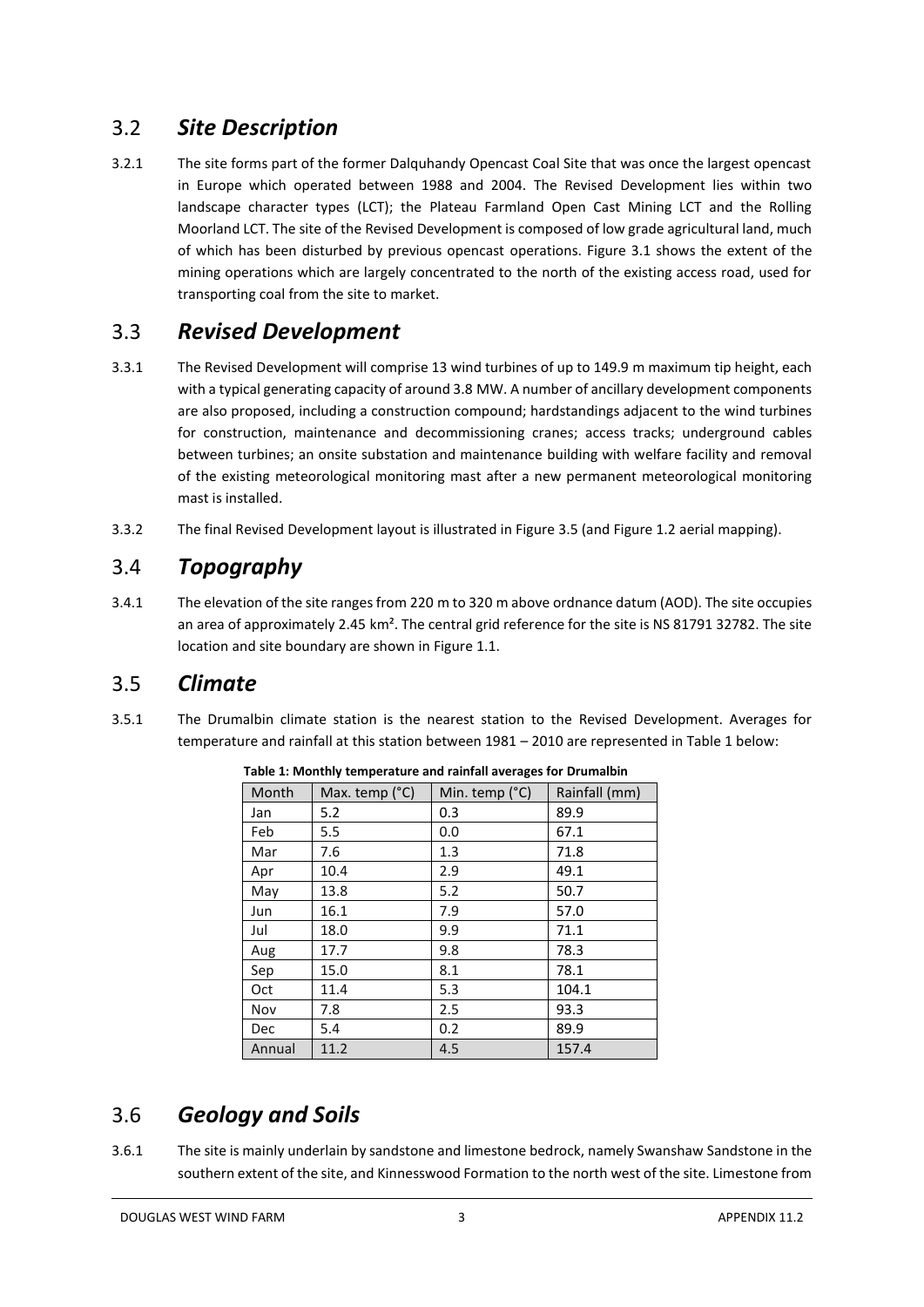## 3.2 *Site Description*

3.2.1 The site forms part of the former Dalquhandy Opencast Coal Site that was once the largest opencast in Europe which operated between 1988 and 2004. The Revised Development lies within two landscape character types (LCT); the Plateau Farmland Open Cast Mining LCT and the Rolling Moorland LCT. The site of the Revised Development is composed of low grade agricultural land, much of which has been disturbed by previous opencast operations. Figure 3.1 shows the extent of the mining operations which are largely concentrated to the north of the existing access road, used for transporting coal from the site to market.

## 3.3 *Revised Development*

3.3.1 The Revised Development will comprise 13 wind turbines of up to 149.9 m maximum tip height, each with a typical generating capacity of around 3.8 MW. A number of ancillary development components are also proposed, including a construction compound; hardstandings adjacent to the wind turbines for construction, maintenance and decommissioning cranes; access tracks; underground cables between turbines; an onsite substation and maintenance building with welfare facility and removal of the existing meteorological monitoring mast after a new permanent meteorological monitoring mast is installed.

3.3.2 The final Revised Development layout is illustrated in Figure 3.5 (and Figure 1.2 aerial mapping).

## 3.4 *Topography*

3.4.1 The elevation of the site ranges from 220 m to 320 m above ordnance datum (AOD). The site occupies an area of approximately 2.45 km². The central grid reference for the site is NS 81791 32782. The site location and site boundary are shown in Figure 1.1.

## 3.5 *Climate*

3.5.1 The Drumalbin climate station is the nearest station to the Revised Development. Averages for temperature and rainfall at this station between 1981 – 2010 are represented in Table 1 below:

**Table 1: Monthly temperature and rainfall averages for Drumalbin**

| Month | Max. temp (°C) | Min. temp (°C) | Rainfall (mm) |
|---|---|---|---|
| Jan | 5.2 | 0.3 | 89.9 |
| Feb | 5.5 | 0.0 | 67.1 |
| Mar | 7.6 | 1.3 | 71.8 |
| Apr | 10.4 | 2.9 | 49.1 |
| May | 13.8 | 5.2 | 50.7 |
| Jun | 16.1 | 7.9 | 57.0 |
| Jul | 18.0 | 9.9 | 71.1 |
| Aug | 17.7 | 9.8 | 78.3 |
| Sep | 15.0 | 8.1 | 78.1 |
| Oct | 11.4 | 5.3 | 104.1 |
| Nov | 7.8 | 2.5 | 93.3 |
| Dec | 5.4 | 0.2 | 89.9 |
| Annual | 11.2 | 4.5 | 157.4 |

## 3.6 *Geology and Soils*

3.6.1 The site is mainly underlain by sandstone and limestone bedrock, namely Swanshaw Sandstone in the southern extent of the site, and Kinnesswood Formation to the north west of the site. Limestone from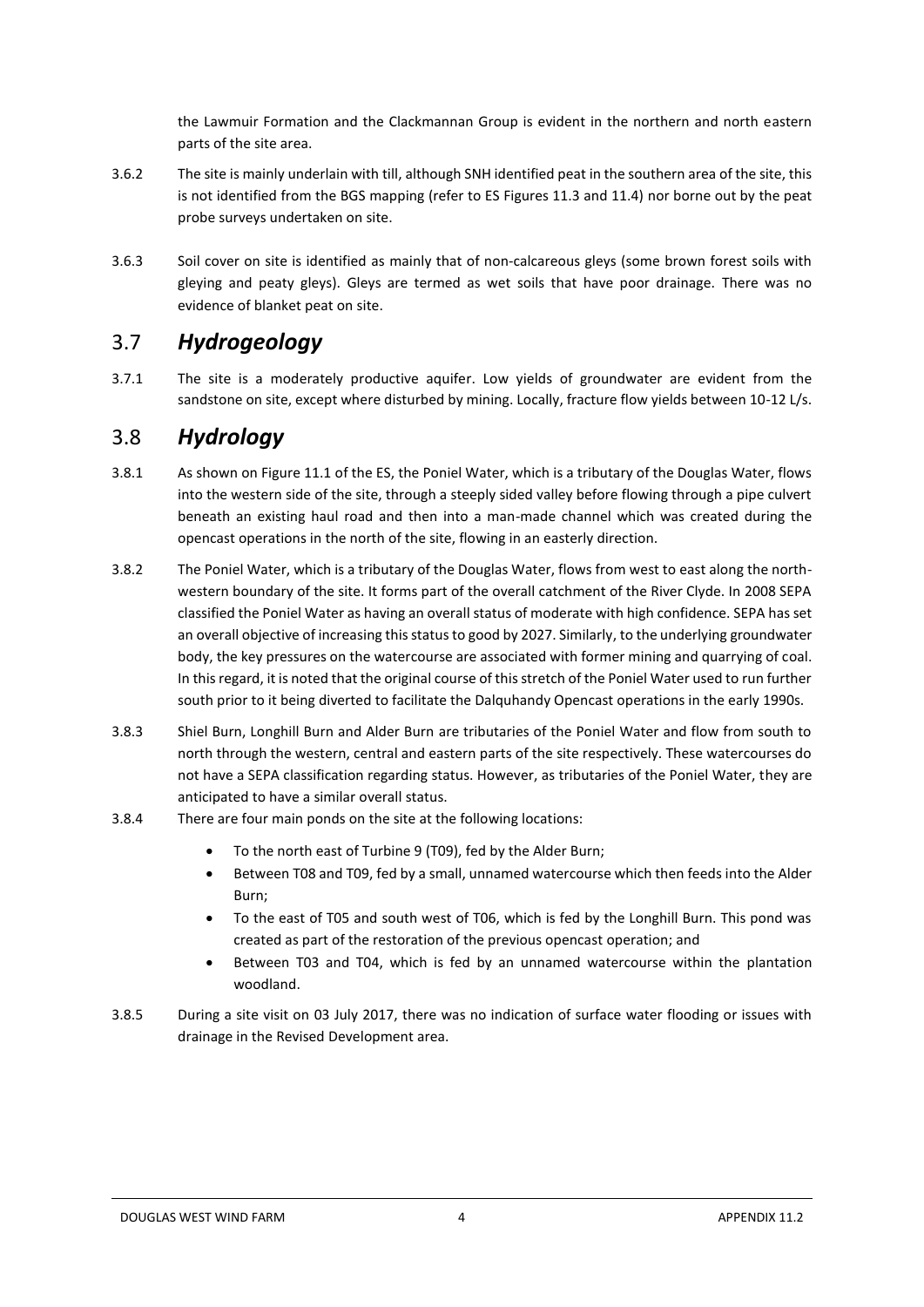the Lawmuir Formation and the Clackmannan Group is evident in the northern and north eastern parts of the site area.

3.6.2 The site is mainly underlain with till, although SNH identified peat in the southern area of the site, this is not identified from the BGS mapping (refer to ES Figures 11.3 and 11.4) nor borne out by the peat probe surveys undertaken on site.

3.6.3 Soil cover on site is identified as mainly that of non-calcareous gleys (some brown forest soils with gleying and peaty gleys). Gleys are termed as wet soils that have poor drainage. There was no evidence of blanket peat on site.

## 3.7 *Hydrogeology*

3.7.1 The site is a moderately productive aquifer. Low yields of groundwater are evident from the sandstone on site, except where disturbed by mining. Locally, fracture flow yields between 10-12 L/s.

## 3.8 *Hydrology*

3.8.1 As shown on Figure 11.1 of the ES, the Poniel Water, which is a tributary of the Douglas Water, flows into the western side of the site, through a steeply sided valley before flowing through a pipe culvert beneath an existing haul road and then into a man-made channel which was created during the opencast operations in the north of the site, flowing in an easterly direction.

3.8.2 The Poniel Water, which is a tributary of the Douglas Water, flows from west to east along the north-western boundary of the site. It forms part of the overall catchment of the River Clyde. In 2008 SEPA classified the Poniel Water as having an overall status of moderate with high confidence. SEPA has set an overall objective of increasing this status to good by 2027. Similarly, to the underlying groundwater body, the key pressures on the watercourse are associated with former mining and quarrying of coal. In this regard, it is noted that the original course of this stretch of the Poniel Water used to run further south prior to it being diverted to facilitate the Dalquhandy Opencast operations in the early 1990s.

3.8.3 Shiel Burn, Longhill Burn and Alder Burn are tributaries of the Poniel Water and flow from south to north through the western, central and eastern parts of the site respectively. These watercourses do not have a SEPA classification regarding status. However, as tributaries of the Poniel Water, they are anticipated to have a similar overall status.

3.8.4 There are four main ponds on the site at the following locations:

- To the north east of Turbine 9 (T09), fed by the Alder Burn;
- Between T08 and T09, fed by a small, unnamed watercourse which then feeds into the Alder Burn;
- To the east of T05 and south west of T06, which is fed by the Longhill Burn. This pond was created as part of the restoration of the previous opencast operation; and
- Between T03 and T04, which is fed by an unnamed watercourse within the plantation woodland.

3.8.5 During a site visit on 03 July 2017, there was no indication of surface water flooding or issues with drainage in the Revised Development area.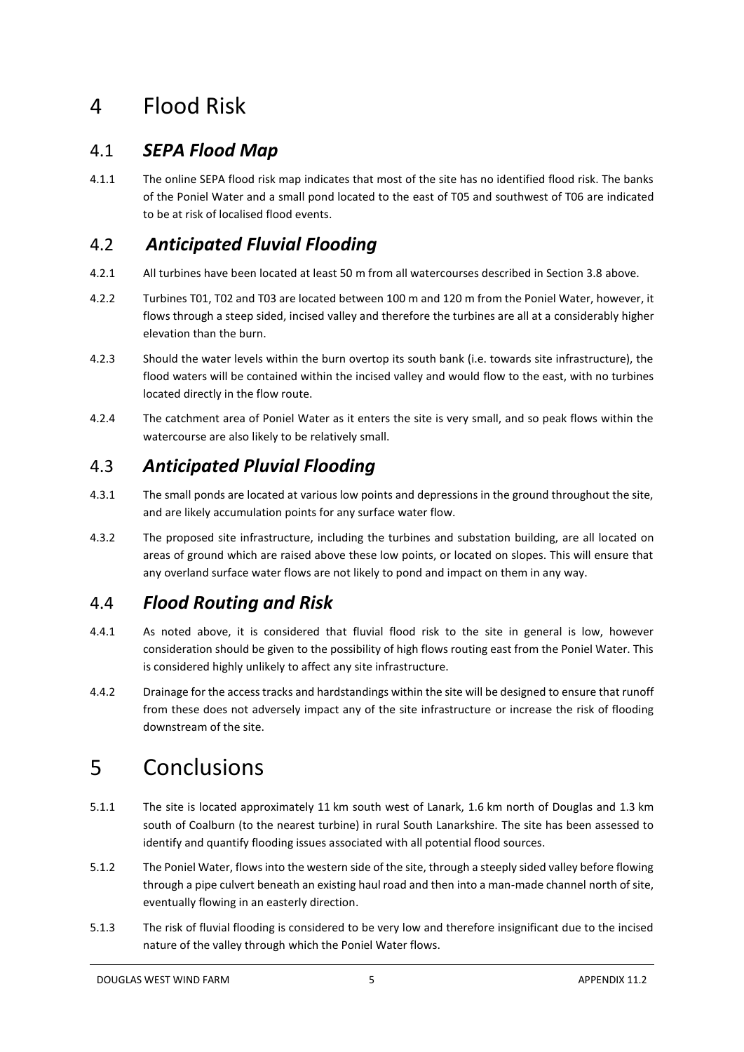# 4 Flood Risk

## 4.1 *SEPA Flood Map*

4.1.1 The online SEPA flood risk map indicates that most of the site has no identified flood risk. The banks of the Poniel Water and a small pond located to the east of T05 and southwest of T06 are indicated to be at risk of localised flood events.

## 4.2 *Anticipated Fluvial Flooding*

4.2.1 All turbines have been located at least 50 m from all watercourses described in Section 3.8 above.

4.2.2 Turbines T01, T02 and T03 are located between 100 m and 120 m from the Poniel Water, however, it flows through a steep sided, incised valley and therefore the turbines are all at a considerably higher elevation than the burn.

4.2.3 Should the water levels within the burn overtop its south bank (i.e. towards site infrastructure), the flood waters will be contained within the incised valley and would flow to the east, with no turbines located directly in the flow route.

4.2.4 The catchment area of Poniel Water as it enters the site is very small, and so peak flows within the watercourse are also likely to be relatively small.

## 4.3 *Anticipated Pluvial Flooding*

4.3.1 The small ponds are located at various low points and depressions in the ground throughout the site, and are likely accumulation points for any surface water flow.

4.3.2 The proposed site infrastructure, including the turbines and substation building, are all located on areas of ground which are raised above these low points, or located on slopes. This will ensure that any overland surface water flows are not likely to pond and impact on them in any way.

## 4.4 *Flood Routing and Risk*

4.4.1 As noted above, it is considered that fluvial flood risk to the site in general is low, however consideration should be given to the possibility of high flows routing east from the Poniel Water. This is considered highly unlikely to affect any site infrastructure.

4.4.2 Drainage for the access tracks and hardstandings within the site will be designed to ensure that runoff from these does not adversely impact any of the site infrastructure or increase the risk of flooding downstream of the site.

# 5 Conclusions

5.1.1 The site is located approximately 11 km south west of Lanark, 1.6 km north of Douglas and 1.3 km south of Coalburn (to the nearest turbine) in rural South Lanarkshire. The site has been assessed to identify and quantify flooding issues associated with all potential flood sources.

5.1.2 The Poniel Water, flows into the western side of the site, through a steeply sided valley before flowing through a pipe culvert beneath an existing haul road and then into a man-made channel north of site, eventually flowing in an easterly direction.

5.1.3 The risk of fluvial flooding is considered to be very low and therefore insignificant due to the incised nature of the valley through which the Poniel Water flows.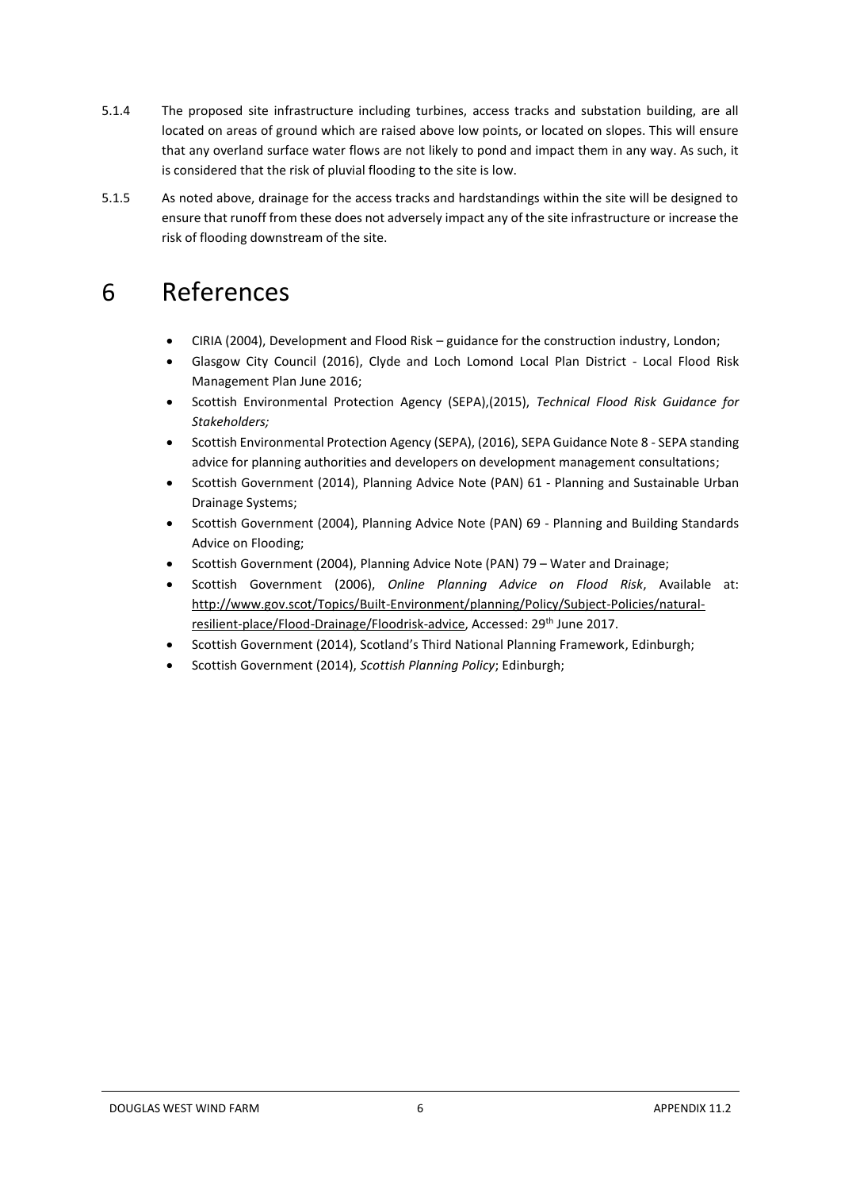5.1.4 The proposed site infrastructure including turbines, access tracks and substation building, are all located on areas of ground which are raised above low points, or located on slopes. This will ensure that any overland surface water flows are not likely to pond and impact them in any way. As such, it is considered that the risk of pluvial flooding to the site is low.

5.1.5 As noted above, drainage for the access tracks and hardstandings within the site will be designed to ensure that runoff from these does not adversely impact any of the site infrastructure or increase the risk of flooding downstream of the site.

# 6 References

- CIRIA (2004), Development and Flood Risk – guidance for the construction industry, London;
- Glasgow City Council (2016), Clyde and Loch Lomond Local Plan District - Local Flood Risk Management Plan June 2016;
- Scottish Environmental Protection Agency (SEPA),(2015), *Technical Flood Risk Guidance for Stakeholders;*
- Scottish Environmental Protection Agency (SEPA), (2016), SEPA Guidance Note 8 - SEPA standing advice for planning authorities and developers on development management consultations;
- Scottish Government (2014), Planning Advice Note (PAN) 61 - Planning and Sustainable Urban Drainage Systems;
- Scottish Government (2004), Planning Advice Note (PAN) 69 - Planning and Building Standards Advice on Flooding;
- Scottish Government (2004), Planning Advice Note (PAN) 79 – Water and Drainage;
- Scottish Government (2006), *Online Planning Advice on Flood Risk*, Available at: http://www.gov.scot/Topics/Built-Environment/planning/Policy/Subject-Policies/natural-resilient-place/Flood-Drainage/Floodrisk-advice, Accessed: 29th June 2017.
- Scottish Government (2014), Scotland's Third National Planning Framework, Edinburgh;
- Scottish Government (2014), *Scottish Planning Policy*; Edinburgh;